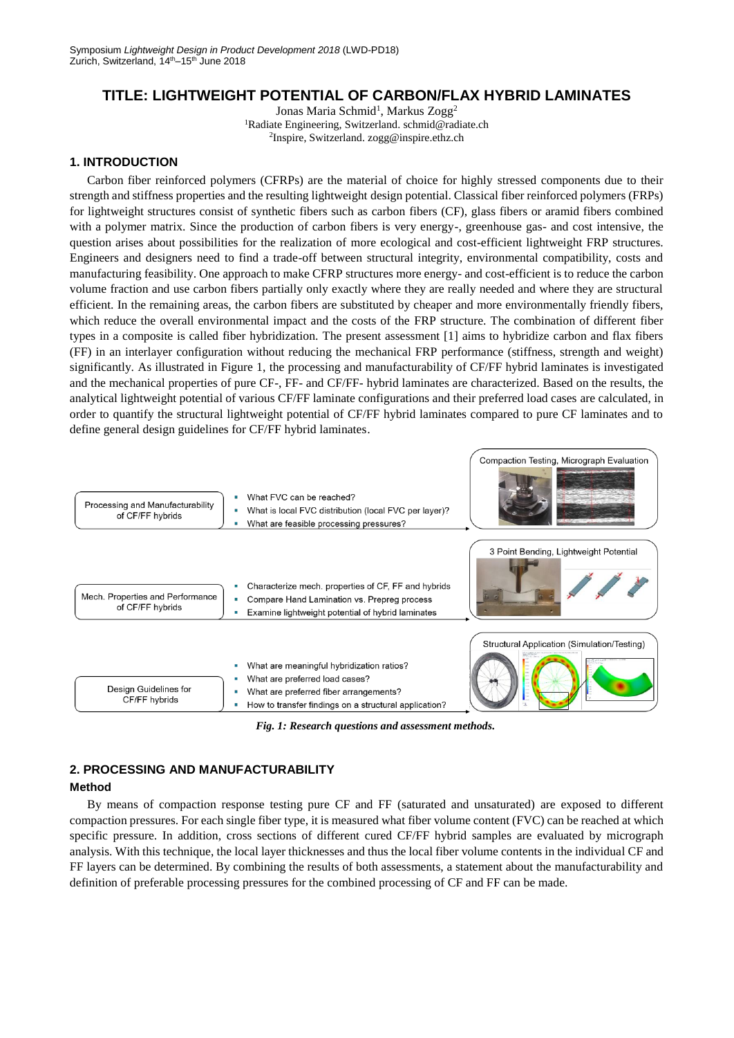Symposium *Lightweight Design in Product Development 2018* (LWD-PD18)
Zurich, Switzerland, 14th–15th June 2018

# TITLE: LIGHTWEIGHT POTENTIAL OF CARBON/FLAX HYBRID LAMINATES

Jonas Maria Schmid[1], Markus Zogg[2]
[1]Radiate Engineering, Switzerland. schmid@radiate.ch
[2]Inspire, Switzerland. zogg@inspire.ethz.ch

## 1. INTRODUCTION

Carbon fiber reinforced polymers (CFRPs) are the material of choice for highly stressed components due to their strength and stiffness properties and the resulting lightweight design potential. Classical fiber reinforced polymers (FRPs) for lightweight structures consist of synthetic fibers such as carbon fibers (CF), glass fibers or aramid fibers combined with a polymer matrix. Since the production of carbon fibers is very energy-, greenhouse gas- and cost intensive, the question arises about possibilities for the realization of more ecological and cost-efficient lightweight FRP structures. Engineers and designers need to find a trade-off between structural integrity, environmental compatibility, costs and manufacturing feasibility. One approach to make CFRP structures more energy- and cost-efficient is to reduce the carbon volume fraction and use carbon fibers partially only exactly where they are really needed and where they are structural efficient. In the remaining areas, the carbon fibers are substituted by cheaper and more environmentally friendly fibers, which reduce the overall environmental impact and the costs of the FRP structure. The combination of different fiber types in a composite is called fiber hybridization. The present assessment [1] aims to hybridize carbon and flax fibers (FF) in an interlayer configuration without reducing the mechanical FRP performance (stiffness, strength and weight) significantly. As illustrated in Figure 1, the processing and manufacturability of CF/FF hybrid laminates is investigated and the mechanical properties of pure CF-, FF- and CF/FF- hybrid laminates are characterized. Based on the results, the analytical lightweight potential of various CF/FF laminate configurations and their preferred load cases are calculated, in order to quantify the structural lightweight potential of CF/FF hybrid laminates compared to pure CF laminates and to define general design guidelines for CF/FF hybrid laminates.

| | | |
|---|---|---|
| Processing and Manufacturability of CF/FF hybrids | What FVC can be reached?<br>What is local FVC distribution (local FVC per layer)?<br>What are feasible processing pressures? | Compaction Testing, Micrograph Evaluation |
| Mech. Properties and Performance of CF/FF hybrids | Characterize mech. properties of CF, FF and hybrids<br>Compare Hand Lamination vs. Prepreg process<br>Examine lightweight potential of hybrid laminates | 3 Point Bending, Lightweight Potential |
| Design Guidelines for CF/FF hybrids | What are meaningful hybridization ratios?<br>What are preferred load cases?<br>What are preferred fiber arrangements?<br>How to transfer findings on a structural application? | Structural Application (Simulation/Testing) |

***Fig. 1: Research questions and assessment methods.***

## 2. PROCESSING AND MANUFACTURABILITY

### Method

By means of compaction response testing pure CF and FF (saturated and unsaturated) are exposed to different compaction pressures. For each single fiber type, it is measured what fiber volume content (FVC) can be reached at which specific pressure. In addition, cross sections of different cured CF/FF hybrid samples are evaluated by micrograph analysis. With this technique, the local layer thicknesses and thus the local fiber volume contents in the individual CF and FF layers can be determined. By combining the results of both assessments, a statement about the manufacturability and definition of preferable processing pressures for the combined processing of CF and FF can be made.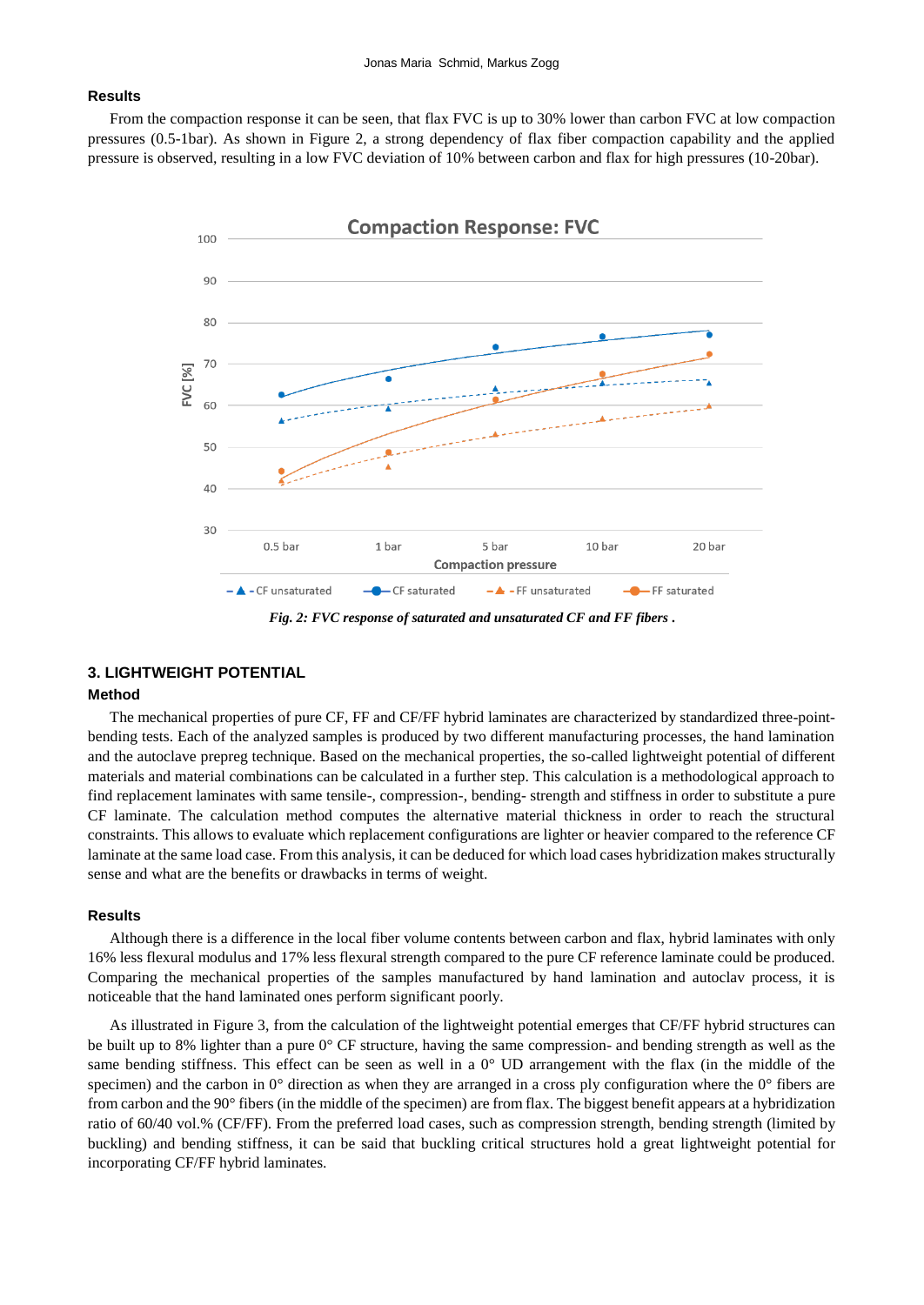### Results

From the compaction response it can be seen, that flax FVC is up to 30% lower than carbon FVC at low compaction pressures (0.5-1bar). As shown in Figure 2, a strong dependency of flax fiber compaction capability and the applied pressure is observed, resulting in a low FVC deviation of 10% between carbon and flax for high pressures (10-20bar).

*Fig. 2: FVC response of saturated and unsaturated CF and FF fibers .*

## 3. LIGHTWEIGHT POTENTIAL

### Method

The mechanical properties of pure CF, FF and CF/FF hybrid laminates are characterized by standardized three-point-bending tests. Each of the analyzed samples is produced by two different manufacturing processes, the hand lamination and the autoclave prepreg technique. Based on the mechanical properties, the so-called lightweight potential of different materials and material combinations can be calculated in a further step. This calculation is a methodological approach to find replacement laminates with same tensile-, compression-, bending- strength and stiffness in order to substitute a pure CF laminate. The calculation method computes the alternative material thickness in order to reach the structural constraints. This allows to evaluate which replacement configurations are lighter or heavier compared to the reference CF laminate at the same load case. From this analysis, it can be deduced for which load cases hybridization makes structurally sense and what are the benefits or drawbacks in terms of weight.

### Results

Although there is a difference in the local fiber volume contents between carbon and flax, hybrid laminates with only 16% less flexural modulus and 17% less flexural strength compared to the pure CF reference laminate could be produced. Comparing the mechanical properties of the samples manufactured by hand lamination and autoclav process, it is noticeable that the hand laminated ones perform significant poorly.

As illustrated in Figure 3, from the calculation of the lightweight potential emerges that CF/FF hybrid structures can be built up to 8% lighter than a pure 0° CF structure, having the same compression- and bending strength as well as the same bending stiffness. This effect can be seen as well in a 0° UD arrangement with the flax (in the middle of the specimen) and the carbon in 0° direction as when they are arranged in a cross ply configuration where the 0° fibers are from carbon and the 90° fibers (in the middle of the specimen) are from flax. The biggest benefit appears at a hybridization ratio of 60/40 vol.% (CF/FF). From the preferred load cases, such as compression strength, bending strength (limited by buckling) and bending stiffness, it can be said that buckling critical structures hold a great lightweight potential for incorporating CF/FF hybrid laminates.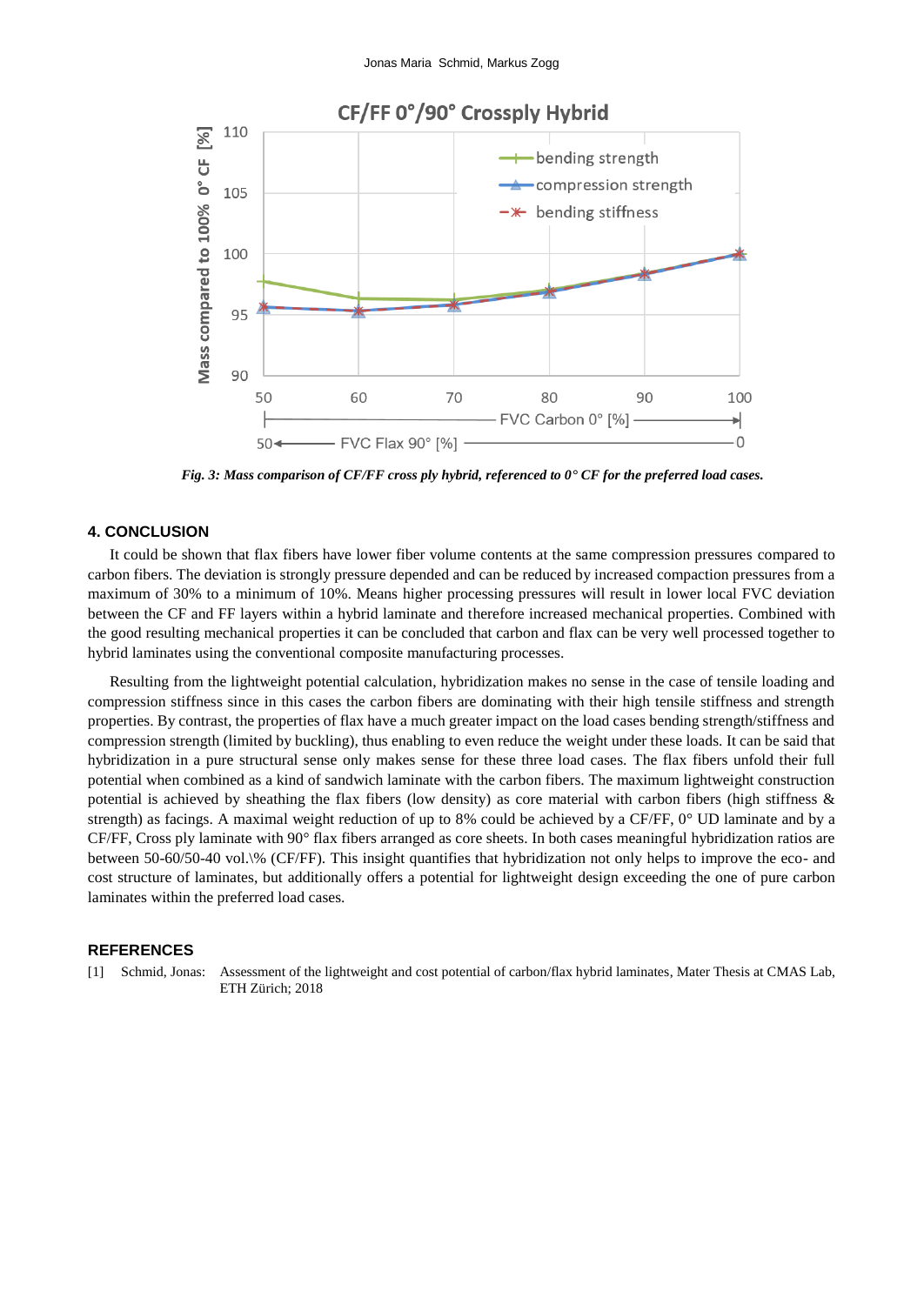CF/FF 0°/90° Crossply Hybrid

Mass compared to 100% 0° CF [%]

110
105
100
95
90

bending strength
compression strength
bending stiffness

50 60 70 80 90 100

FVC Carbon 0° [%]

50 FVC Flax 90° [%] 0

*Fig. 3: Mass comparison of CF/FF cross ply hybrid, referenced to 0° CF for the preferred load cases.*

## 4. CONCLUSION

It could be shown that flax fibers have lower fiber volume contents at the same compression pressures compared to carbon fibers. The deviation is strongly pressure depended and can be reduced by increased compaction pressures from a maximum of 30% to a minimum of 10%. Means higher processing pressures will result in lower local FVC deviation between the CF and FF layers within a hybrid laminate and therefore increased mechanical properties. Combined with the good resulting mechanical properties it can be concluded that carbon and flax can be very well processed together to hybrid laminates using the conventional composite manufacturing processes.

Resulting from the lightweight potential calculation, hybridization makes no sense in the case of tensile loading and compression stiffness since in this cases the carbon fibers are dominating with their high tensile stiffness and strength properties. By contrast, the properties of flax have a much greater impact on the load cases bending strength/stiffness and compression strength (limited by buckling), thus enabling to even reduce the weight under these loads. It can be said that hybridization in a pure structural sense only makes sense for these three load cases. The flax fibers unfold their full potential when combined as a kind of sandwich laminate with the carbon fibers. The maximum lightweight construction potential is achieved by sheathing the flax fibers (low density) as core material with carbon fibers (high stiffness & strength) as facings. A maximal weight reduction of up to 8% could be achieved by a CF/FF, 0° UD laminate and by a CF/FF, Cross ply laminate with 90° flax fibers arranged as core sheets. In both cases meaningful hybridization ratios are between 50-60/50-40 vol.\% (CF/FF). This insight quantifies that hybridization not only helps to improve the eco- and cost structure of laminates, but additionally offers a potential for lightweight design exceeding the one of pure carbon laminates within the preferred load cases.

## REFERENCES

[1] Schmid, Jonas: Assessment of the lightweight and cost potential of carbon/flax hybrid laminates, Mater Thesis at CMAS Lab, ETH Zürich; 2018